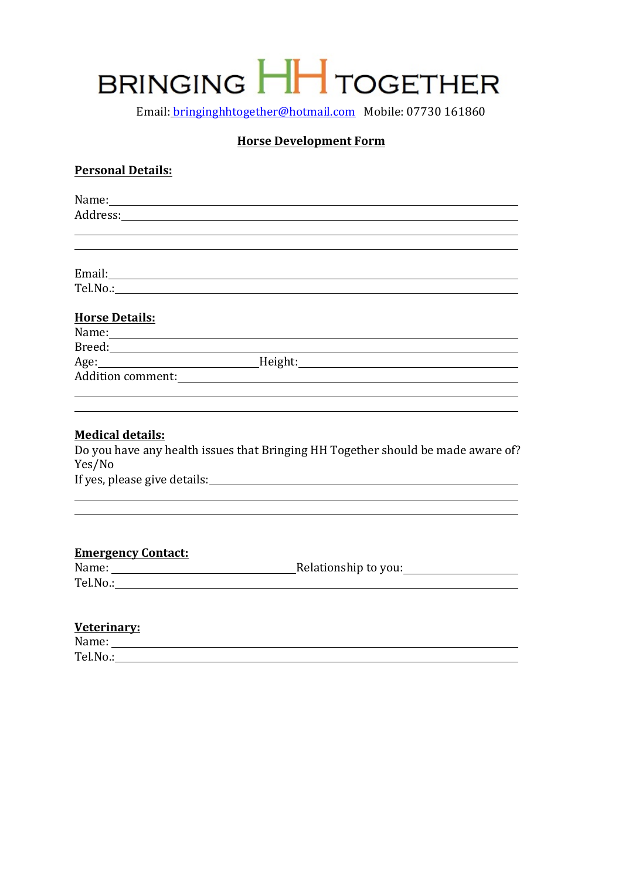# BRINGING HH TOGETHER

Email: bringinghhtogether@hotmail.com Mobile: 07730 161860

## Horse Development Form

**Personal Details:**

Name:\_\_\_\_\_\_\_\_\_\_\_\_\_\_\_\_\_\_\_\_\_\_\_\_\_\_\_\_\_\_\_\_\_\_\_\_\_\_\_\_

Address:\_\_\_\_\_\_\_\_\_\_\_\_\_\_\_\_\_\_\_\_\_\_\_\_\_\_\_\_\_\_\_\_\_\_\_\_\_\_\_\_

\_\_\_\_\_\_\_\_\_\_\_\_\_\_\_\_\_\_\_\_\_\_\_\_\_\_\_\_\_\_\_\_\_\_\_\_\_\_\_\_

\_\_\_\_\_\_\_\_\_\_\_\_\_\_\_\_\_\_\_\_\_\_\_\_\_\_\_\_\_\_\_\_\_\_\_\_\_\_\_\_

Email:\_\_\_\_\_\_\_\_\_\_\_\_\_\_\_\_\_\_\_\_\_\_\_\_\_\_\_\_\_\_\_\_\_\_\_\_\_\_\_\_

Tel.No.:\_\_\_\_\_\_\_\_\_\_\_\_\_\_\_\_\_\_\_\_\_\_\_\_\_\_\_\_\_\_\_\_\_\_\_\_\_\_\_\_

**Horse Details:**

Name:\_\_\_\_\_\_\_\_\_\_\_\_\_\_\_\_\_\_\_\_\_\_\_\_\_\_\_\_\_\_\_\_\_\_\_\_\_\_\_\_

Breed:\_\_\_\_\_\_\_\_\_\_\_\_\_\_\_\_\_\_\_\_\_\_\_\_\_\_\_\_\_\_\_\_\_\_\_\_\_\_\_\_

Age:\_\_\_\_\_\_\_\_\_\_\_\_\_\_\_\_\_\_\_\_Height:\_\_\_\_\_\_\_\_\_\_\_\_\_\_\_\_\_\_\_\_

Addition comment:\_\_\_\_\_\_\_\_\_\_\_\_\_\_\_\_\_\_\_\_\_\_\_\_\_\_\_\_\_\_\_\_\_\_\_\_\_\_\_\_

\_\_\_\_\_\_\_\_\_\_\_\_\_\_\_\_\_\_\_\_\_\_\_\_\_\_\_\_\_\_\_\_\_\_\_\_\_\_\_\_

\_\_\_\_\_\_\_\_\_\_\_\_\_\_\_\_\_\_\_\_\_\_\_\_\_\_\_\_\_\_\_\_\_\_\_\_\_\_\_\_

**Medical details:**

Do you have any health issues that Bringing HH Together should be made aware of?
Yes/No

If yes, please give details:\_\_\_\_\_\_\_\_\_\_\_\_\_\_\_\_\_\_\_\_\_\_\_\_\_\_\_\_\_\_\_\_\_\_\_\_\_\_\_\_

\_\_\_\_\_\_\_\_\_\_\_\_\_\_\_\_\_\_\_\_\_\_\_\_\_\_\_\_\_\_\_\_\_\_\_\_\_\_\_\_

\_\_\_\_\_\_\_\_\_\_\_\_\_\_\_\_\_\_\_\_\_\_\_\_\_\_\_\_\_\_\_\_\_\_\_\_\_\_\_\_

**Emergency Contact:**

Name: \_\_\_\_\_\_\_\_\_\_\_\_\_\_\_\_\_\_\_\_Relationship to you:\_\_\_\_\_\_\_\_\_\_\_\_\_\_\_\_\_\_\_\_

Tel.No.:\_\_\_\_\_\_\_\_\_\_\_\_\_\_\_\_\_\_\_\_\_\_\_\_\_\_\_\_\_\_\_\_\_\_\_\_\_\_\_\_

**Veterinary:**

Name: \_\_\_\_\_\_\_\_\_\_\_\_\_\_\_\_\_\_\_\_\_\_\_\_\_\_\_\_\_\_\_\_\_\_\_\_\_\_\_\_

Tel.No.:\_\_\_\_\_\_\_\_\_\_\_\_\_\_\_\_\_\_\_\_\_\_\_\_\_\_\_\_\_\_\_\_\_\_\_\_\_\_\_\_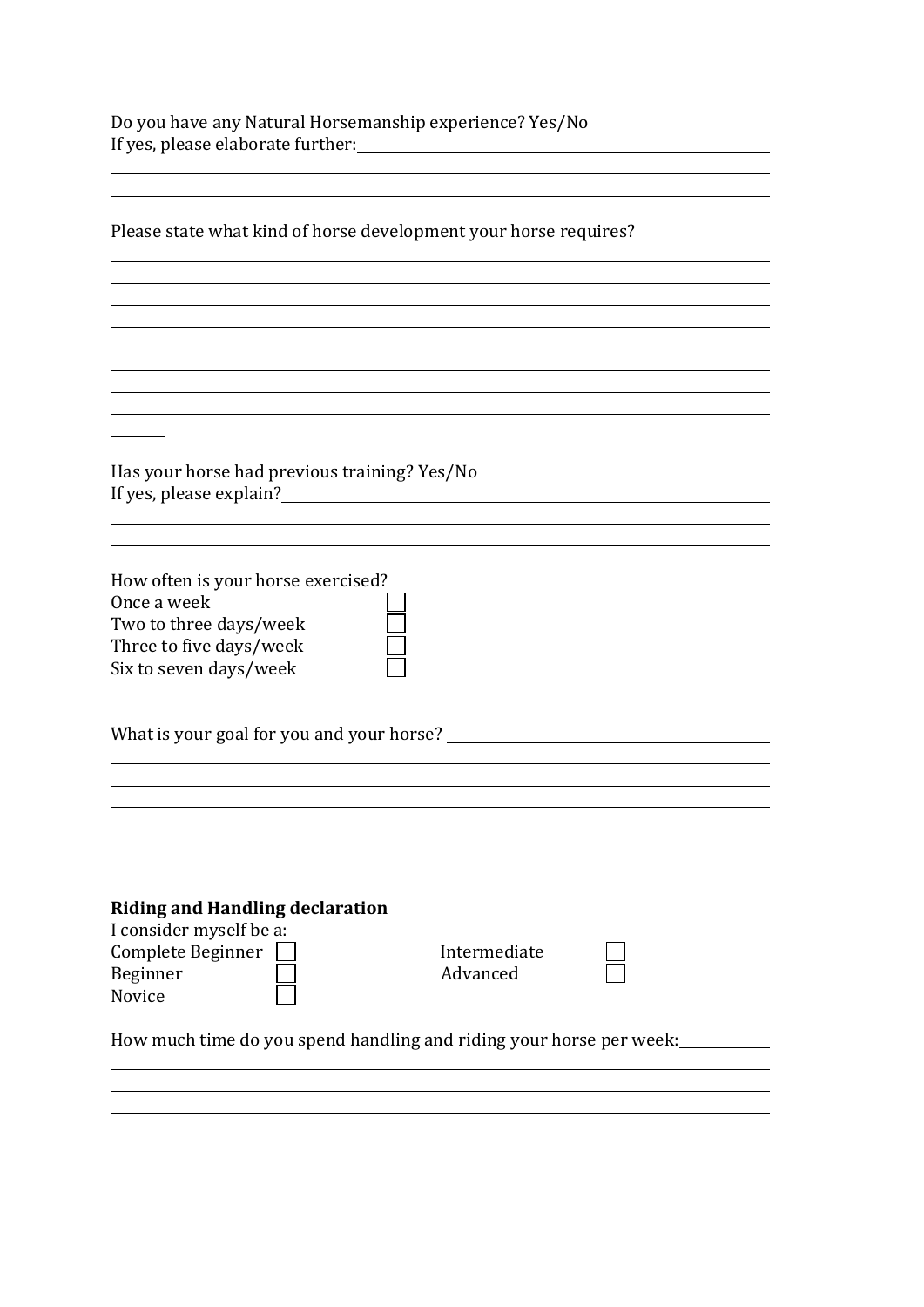Do you have any Natural Horsemanship experience? Yes/No
If yes, please elaborate further: \_\_\_\_\_\_\_\_\_\_\_\_\_\_\_\_\_\_\_\_\_\_\_\_\_\_\_\_\_\_\_\_\_\_\_\_\_\_\_\_\_\_\_\_\_\_\_\_\_\_\_\_\_\_\_\_\_\_\_\_\_\_\_\_\_\_\_\_\_\_\_\_\_\_\_\_\_\_\_\_\_\_\_\_\_\_\_\_\_\_\_\_\_\_\_\_\_\_\_\_\_\_\_\_\_\_\_\_\_\_\_\_\_\_\_\_\_\_\_\_\_\_\_\_\_\_\_\_\_\_\_\_\_\_\_\_\_\_\_\_\_\_\_\_\_\_\_\_\_\_\_\_\_\_\_\_\_\_\_\_\_\_\_\_\_\_\_\_\_\_\_\_\_\_\_\_\_\_\_\_\_\_\_\_\_\_\_\_\_\_\_\_\_\_\_\_\_\_\_\_\_\_\_\_\_\_\_\_\_\_\_\_\_\_\_\_\_\_\_\_\_\_\_\_\_\_\_\_\_\_\_\_\_\_\_\_\_\_\_\_\_\_\_\_\_\_\_\_\_\_\_\_\_\_\_\_\_\_\_\_\_\_\_\_\_\_\_\_\_\_\_\_\_\_\_

Please state what kind of horse development your horse requires?

Has your horse had previous training? Yes/No
If yes, please explain?

How often is your horse exercised?

- Once a week ☐
- Two to three days/week ☐
- Three to five days/week ☐
- Six to seven days/week ☐

What is your goal for you and your horse?

**Riding and Handling declaration**

I consider myself be a:

- Complete Beginner ☐
- Beginner ☐
- Novice ☐
- Intermediate ☐
- Advanced ☐

How much time do you spend handling and riding your horse per week: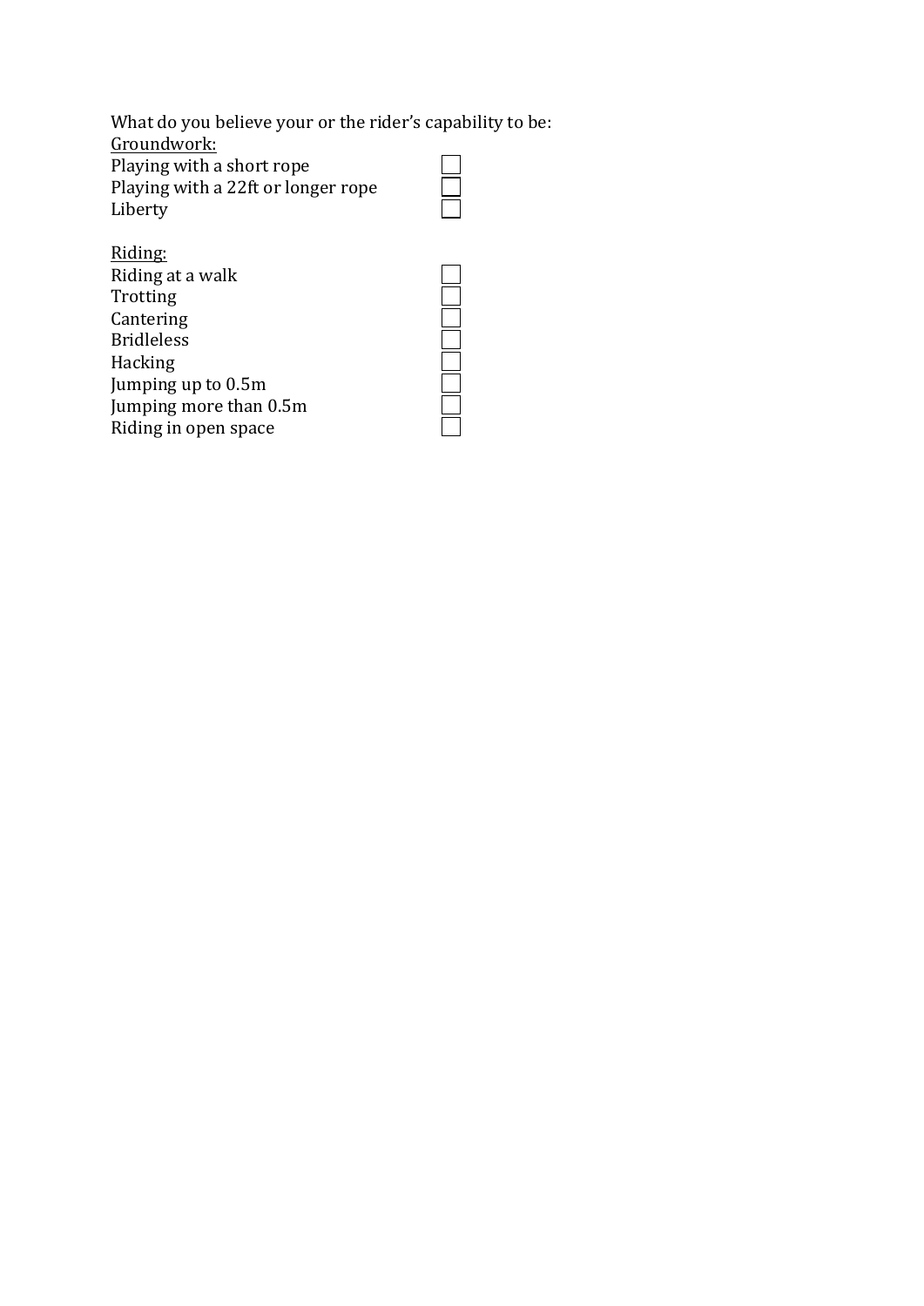What do you believe your or the rider's capability to be:

<u>Groundwork:</u>

- [ ] Playing with a short rope
- [ ] Playing with a 22ft or longer rope
- [ ] Liberty

<u>Riding:</u>

- [ ] Riding at a walk
- [ ] Trotting
- [ ] Cantering
- [ ] Bridleless
- [ ] Hacking
- [ ] Jumping up to 0.5m
- [ ] Jumping more than 0.5m
- [ ] Riding in open space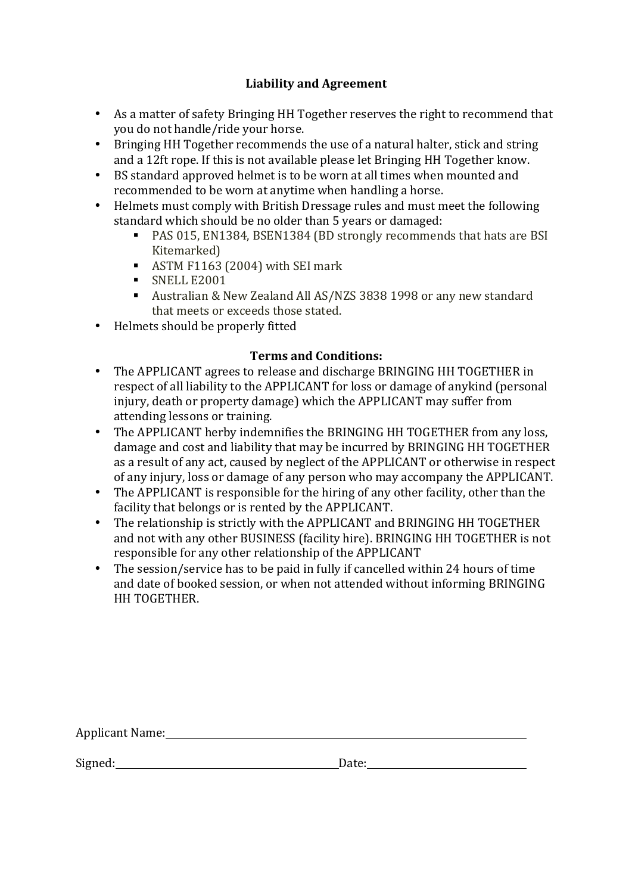## Liability and Agreement

- As a matter of safety Bringing HH Together reserves the right to recommend that you do not handle/ride your horse.
- Bringing HH Together recommends the use of a natural halter, stick and string and a 12ft rope. If this is not available please let Bringing HH Together know.
- BS standard approved helmet is to be worn at all times when mounted and recommended to be worn at anytime when handling a horse.
- Helmets must comply with British Dressage rules and must meet the following standard which should be no older than 5 years or damaged:
  - PAS 015, EN1384, BSEN1384 (BD strongly recommends that hats are BSI Kitemarked)
  - ASTM F1163 (2004) with SEI mark
  - SNELL E2001
  - Australian & New Zealand All AS/NZS 3838 1998 or any new standard that meets or exceeds those stated.
- Helmets should be properly fitted

## Terms and Conditions:

- The APPLICANT agrees to release and discharge BRINGING HH TOGETHER in respect of all liability to the APPLICANT for loss or damage of anykind (personal injury, death or property damage) which the APPLICANT may suffer from attending lessons or training.
- The APPLICANT herby indemnifies the BRINGING HH TOGETHER from any loss, damage and cost and liability that may be incurred by BRINGING HH TOGETHER as a result of any act, caused by neglect of the APPLICANT or otherwise in respect of any injury, loss or damage of any person who may accompany the APPLICANT.
- The APPLICANT is responsible for the hiring of any other facility, other than the facility that belongs or is rented by the APPLICANT.
- The relationship is strictly with the APPLICANT and BRINGING HH TOGETHER and not with any other BUSINESS (facility hire). BRINGING HH TOGETHER is not responsible for any other relationship of the APPLICANT
- The session/service has to be paid in fully if cancelled within 24 hours of time and date of booked session, or when not attended without informing BRINGING HH TOGETHER.

Applicant Name:\_\_\_\_\_\_\_\_\_\_\_\_\_\_\_\_\_\_\_\_\_\_\_\_\_\_\_\_\_\_\_\_\_\_\_\_\_\_\_\_

Signed:\_\_\_\_\_\_\_\_\_\_\_\_\_\_\_\_\_\_\_\_\_\_\_\_\_\_\_\_ Date:\_\_\_\_\_\_\_\_\_\_\_\_\_\_\_\_\_\_\_\_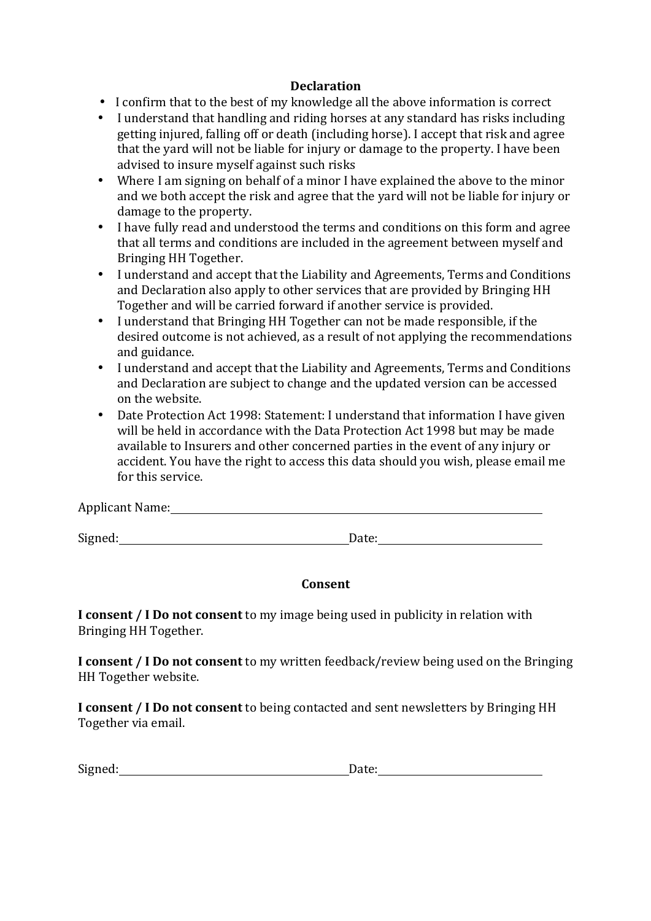## Declaration

- I confirm that to the best of my knowledge all the above information is correct
- I understand that handling and riding horses at any standard has risks including getting injured, falling off or death (including horse). I accept that risk and agree that the yard will not be liable for injury or damage to the property. I have been advised to insure myself against such risks
- Where I am signing on behalf of a minor I have explained the above to the minor and we both accept the risk and agree that the yard will not be liable for injury or damage to the property.
- I have fully read and understood the terms and conditions on this form and agree that all terms and conditions are included in the agreement between myself and Bringing HH Together.
- I understand and accept that the Liability and Agreements, Terms and Conditions and Declaration also apply to other services that are provided by Bringing HH Together and will be carried forward if another service is provided.
- I understand that Bringing HH Together can not be made responsible, if the desired outcome is not achieved, as a result of not applying the recommendations and guidance.
- I understand and accept that the Liability and Agreements, Terms and Conditions and Declaration are subject to change and the updated version can be accessed on the website.
- Date Protection Act 1998: Statement: I understand that information I have given will be held in accordance with the Data Protection Act 1998 but may be made available to Insurers and other concerned parties in the event of any injury or accident. You have the right to access this data should you wish, please email me for this service.

Applicant Name: ____________________________________________

Signed: ____________________________ Date: ____________________

## Consent

**I consent / I Do not consent** to my image being used in publicity in relation with Bringing HH Together.

**I consent / I Do not consent** to my written feedback/review being used on the Bringing HH Together website.

**I consent / I Do not consent** to being contacted and sent newsletters by Bringing HH Together via email.

Signed: ____________________________ Date: ____________________